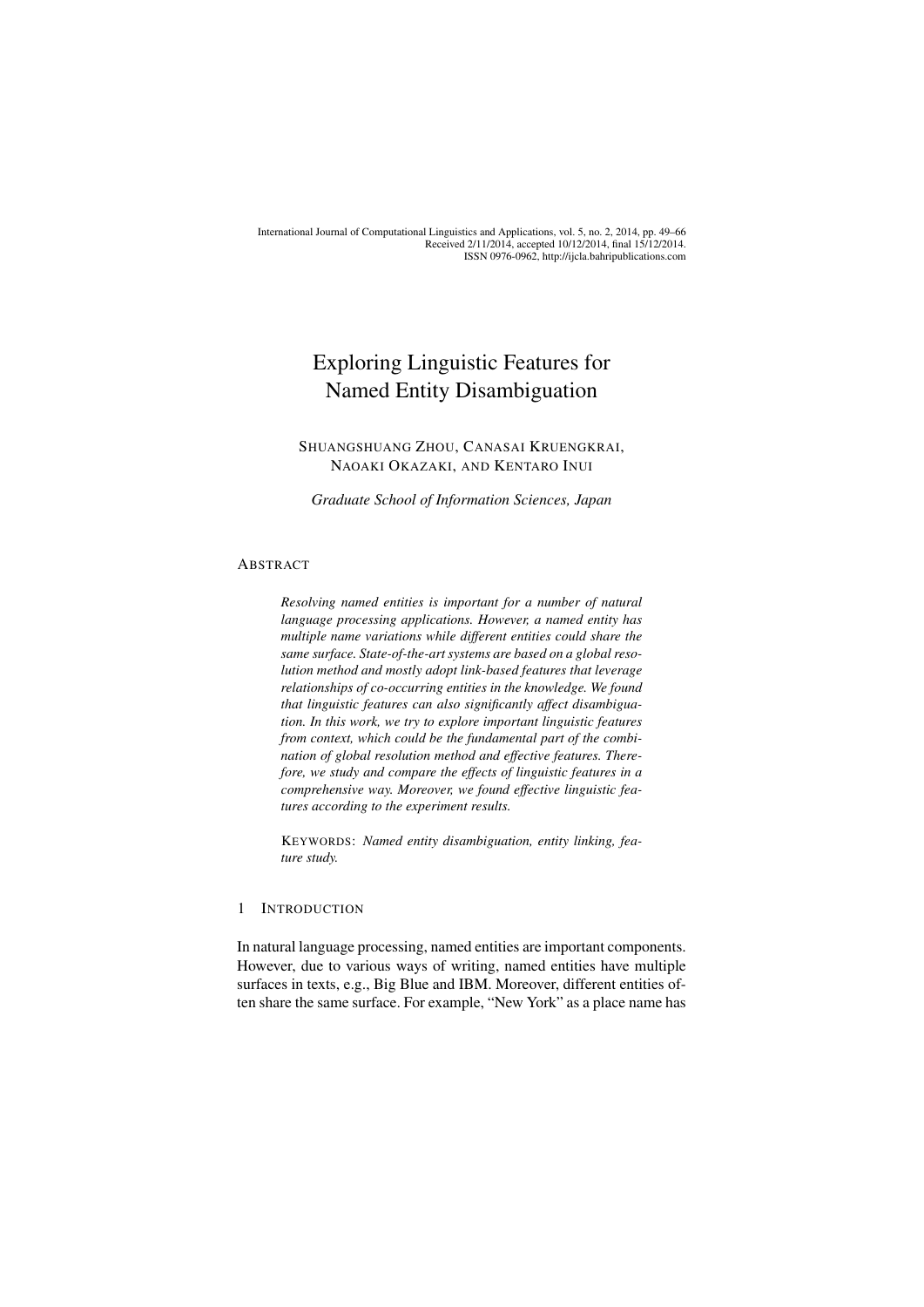# Exploring Linguistic Features for Named Entity Disambiguation

SHUANGSHUANG ZHOU, CANASAI KRUENGKRAI, NAOAKI OKAZAKI, AND KENTARO INUI

*Graduate School of Information Sciences, Japan*

## ABSTRACT

*Resolving named entities is important for a number of natural language processing applications. However, a named entity has multiple name variations while different entities could share the same surface. State-of-the-art systems are based on a global resolution method and mostly adopt link-based features that leverage relationships of co-occurring entities in the knowledge. We found that linguistic features can also significantly affect disambiguation. In this work, we try to explore important linguistic features from context, which could be the fundamental part of the combination of global resolution method and effective features. Therefore, we study and compare the effects of linguistic features in a comprehensive way. Moreover, we found effective linguistic features according to the experiment results.*

KEYWORDS: *Named entity disambiguation, entity linking, feature study.*

## 1 INTRODUCTION

In natural language processing, named entities are important components. However, due to various ways of writing, named entities have multiple surfaces in texts, e.g., Big Blue and IBM. Moreover, different entities often share the same surface. For example, "New York" as a place name has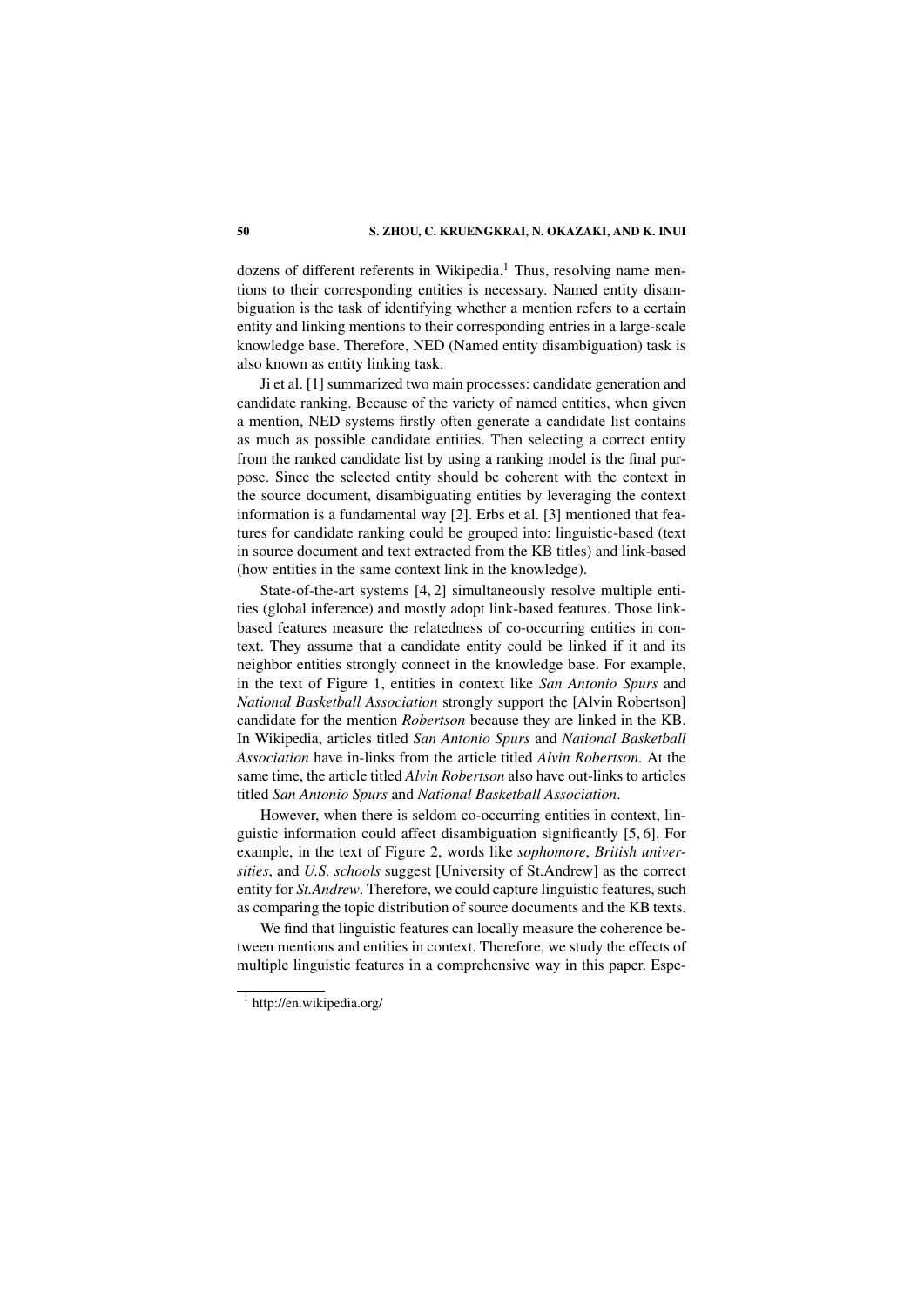dozens of different referents in Wikipedia.[1] Thus, resolving name mentions to their corresponding entities is necessary. Named entity disambiguation is the task of identifying whether a mention refers to a certain entity and linking mentions to their corresponding entries in a large-scale knowledge base. Therefore, NED (Named entity disambiguation) task is also known as entity linking task.

Ji et al. [1] summarized two main processes: candidate generation and candidate ranking. Because of the variety of named entities, when given a mention, NED systems firstly often generate a candidate list contains as much as possible candidate entities. Then selecting a correct entity from the ranked candidate list by using a ranking model is the final purpose. Since the selected entity should be coherent with the context in the source document, disambiguating entities by leveraging the context information is a fundamental way [2]. Erbs et al. [3] mentioned that features for candidate ranking could be grouped into: linguistic-based (text in source document and text extracted from the KB titles) and link-based (how entities in the same context link in the knowledge).

State-of-the-art systems [4, 2] simultaneously resolve multiple entities (global inference) and mostly adopt link-based features. Those link-based features measure the relatedness of co-occurring entities in context. They assume that a candidate entity could be linked if it and its neighbor entities strongly connect in the knowledge base. For example, in the text of Figure 1, entities in context like *San Antonio Spurs* and *National Basketball Association* strongly support the [Alvin Robertson] candidate for the mention *Robertson* because they are linked in the KB. In Wikipedia, articles titled *San Antonio Spurs* and *National Basketball Association* have in-links from the article titled *Alvin Robertson*. At the same time, the article titled *Alvin Robertson* also have out-links to articles titled *San Antonio Spurs* and *National Basketball Association*.

However, when there is seldom co-occurring entities in context, linguistic information could affect disambiguation significantly [5, 6]. For example, in the text of Figure 2, words like *sophomore*, *British universities*, and *U.S. schools* suggest [University of St.Andrew] as the correct entity for *St.Andrew*. Therefore, we could capture linguistic features, such as comparing the topic distribution of source documents and the KB texts.

We find that linguistic features can locally measure the coherence between mentions and entities in context. Therefore, we study the effects of multiple linguistic features in a comprehensive way in this paper. Espe-

[1] http://en.wikipedia.org/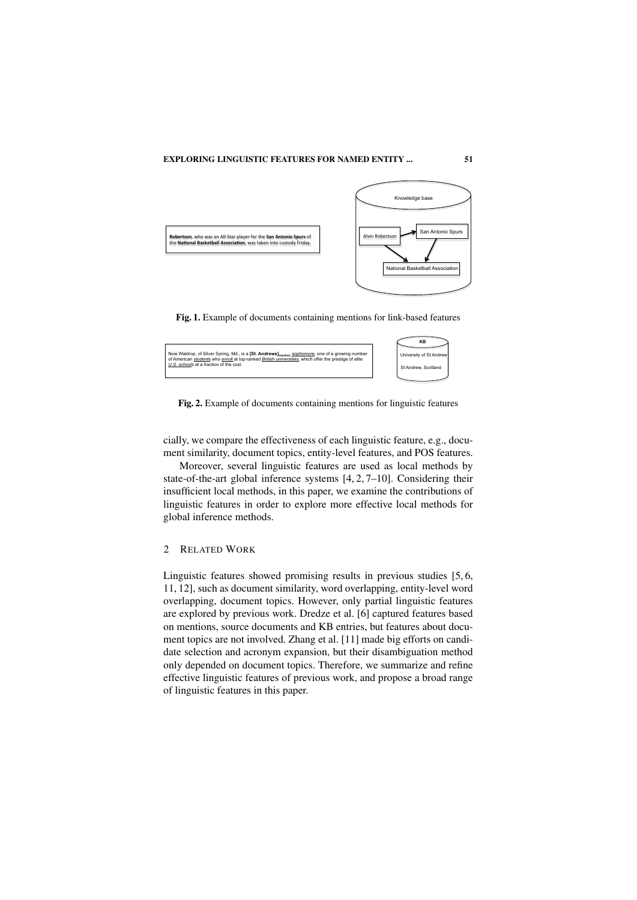Robertson, who was an All-Star player for the San Antonio Spurs of the National Basketball Association, was taken into custody Friday.

Knowledge base

Alvin Robertson

San Antonio Spurs

National Basketball Association

**Fig. 1.** Example of documents containing mentions for link-based features

Now Waldrop, of Silver Spring, Md., is a [St. Andrews]$_{mention}$ *sophomore*, one of a growing number of American *students* who *enroll* at top-ranked *British universities*, which offer the prestige of elite *U.S. schools* at a fraction of the cost.

KB

University of St Andrew

St Andrew, Scotland

**Fig. 2.** Example of documents containing mentions for linguistic features

cially, we compare the effectiveness of each linguistic feature, e.g., document similarity, document topics, entity-level features, and POS features.

Moreover, several linguistic features are used as local methods by state-of-the-art global inference systems [4, 2, 7–10]. Considering their insufficient local methods, in this paper, we examine the contributions of linguistic features in order to explore more effective local methods for global inference methods.

## 2 Related Work

Linguistic features showed promising results in previous studies [5, 6, 11, 12], such as document similarity, word overlapping, entity-level word overlapping, document topics. However, only partial linguistic features are explored by previous work. Dredze et al. [6] captured features based on mentions, source documents and KB entries, but features about document topics are not involved. Zhang et al. [11] made big efforts on candidate selection and acronym expansion, but their disambiguation method only depended on document topics. Therefore, we summarize and refine effective linguistic features of previous work, and propose a broad range of linguistic features in this paper.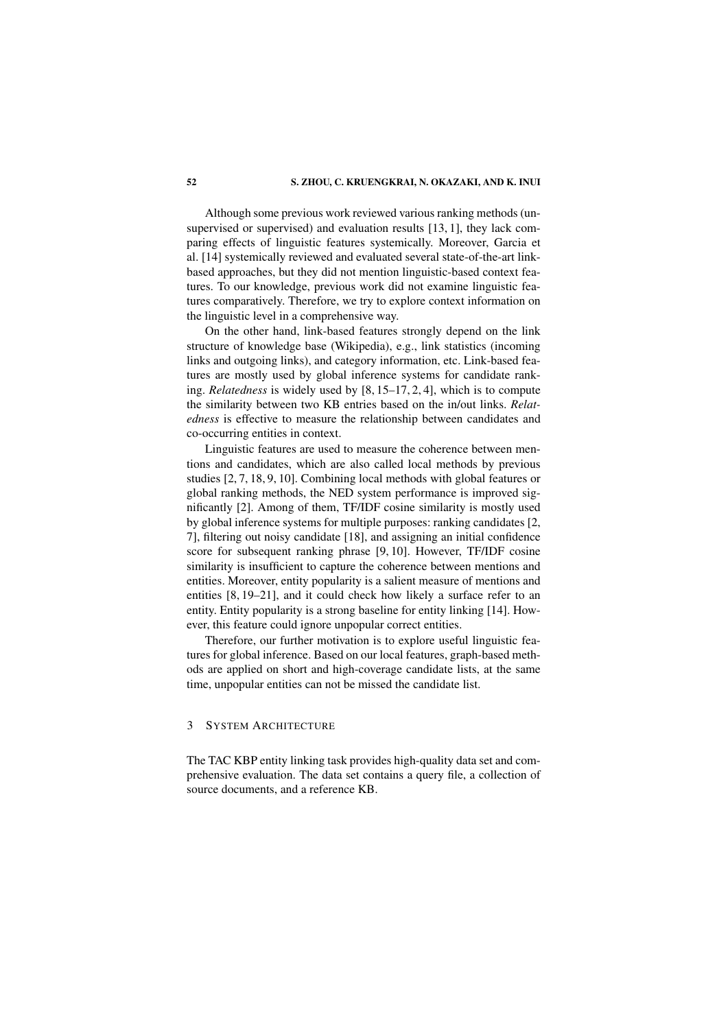Although some previous work reviewed various ranking methods (unsupervised or supervised) and evaluation results [13, 1], they lack comparing effects of linguistic features systemically. Moreover, Garcia et al. [14] systemically reviewed and evaluated several state-of-the-art link-based approaches, but they did not mention linguistic-based context features. To our knowledge, previous work did not examine linguistic features comparatively. Therefore, we try to explore context information on the linguistic level in a comprehensive way.

On the other hand, link-based features strongly depend on the link structure of knowledge base (Wikipedia), e.g., link statistics (incoming links and outgoing links), and category information, etc. Link-based features are mostly used by global inference systems for candidate ranking. *Relatedness* is widely used by [8, 15–17, 2, 4], which is to compute the similarity between two KB entries based on the in/out links. *Relatedness* is effective to measure the relationship between candidates and co-occurring entities in context.

Linguistic features are used to measure the coherence between mentions and candidates, which are also called local methods by previous studies [2, 7, 18, 9, 10]. Combining local methods with global features or global ranking methods, the NED system performance is improved significantly [2]. Among of them, TF/IDF cosine similarity is mostly used by global inference systems for multiple purposes: ranking candidates [2, 7], filtering out noisy candidate [18], and assigning an initial confidence score for subsequent ranking phrase [9, 10]. However, TF/IDF cosine similarity is insufficient to capture the coherence between mentions and entities. Moreover, entity popularity is a salient measure of mentions and entities [8, 19–21], and it could check how likely a surface refer to an entity. Entity popularity is a strong baseline for entity linking [14]. However, this feature could ignore unpopular correct entities.

Therefore, our further motivation is to explore useful linguistic features for global inference. Based on our local features, graph-based methods are applied on short and high-coverage candidate lists, at the same time, unpopular entities can not be missed the candidate list.

## 3 System Architecture

The TAC KBP entity linking task provides high-quality data set and comprehensive evaluation. The data set contains a query file, a collection of source documents, and a reference KB.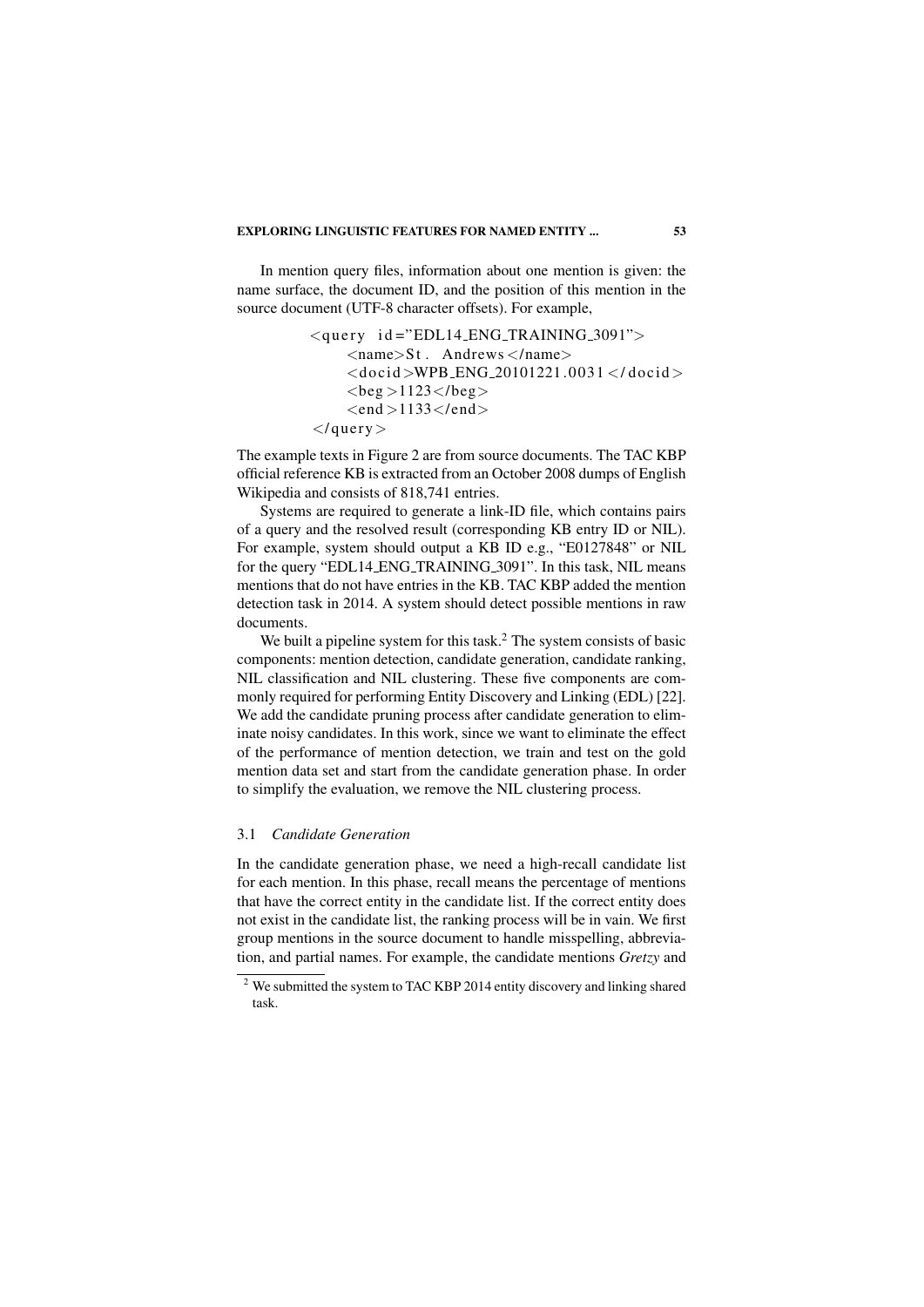In mention query files, information about one mention is given: the name surface, the document ID, and the position of this mention in the source document (UTF-8 character offsets). For example,

```
<query id="EDL14_ENG_TRAINING_3091">
    <name>St. Andrews</name>
    <docid>WPB_ENG_20101221.0031</docid>
    <beg>1123</beg>
    <end>1133</end>
</query>
```

The example texts in Figure 2 are from source documents. The TAC KBP official reference KB is extracted from an October 2008 dumps of English Wikipedia and consists of 818,741 entries.

Systems are required to generate a link-ID file, which contains pairs of a query and the resolved result (corresponding KB entry ID or NIL). For example, system should output a KB ID e.g., "E0127848" or NIL for the query "EDL14_ENG_TRAINING_3091". In this task, NIL means mentions that do not have entries in the KB. TAC KBP added the mention detection task in 2014. A system should detect possible mentions in raw documents.

We built a pipeline system for this task.[2] The system consists of basic components: mention detection, candidate generation, candidate ranking, NIL classification and NIL clustering. These five components are commonly required for performing Entity Discovery and Linking (EDL) [22]. We add the candidate pruning process after candidate generation to eliminate noisy candidates. In this work, since we want to eliminate the effect of the performance of mention detection, we train and test on the gold mention data set and start from the candidate generation phase. In order to simplify the evaluation, we remove the NIL clustering process.

### 3.1 *Candidate Generation*

In the candidate generation phase, we need a high-recall candidate list for each mention. In this phase, recall means the percentage of mentions that have the correct entity in the candidate list. If the correct entity does not exist in the candidate list, the ranking process will be in vain. We first group mentions in the source document to handle misspelling, abbreviation, and partial names. For example, the candidate mentions *Gretzy* and

[2] We submitted the system to TAC KBP 2014 entity discovery and linking shared task.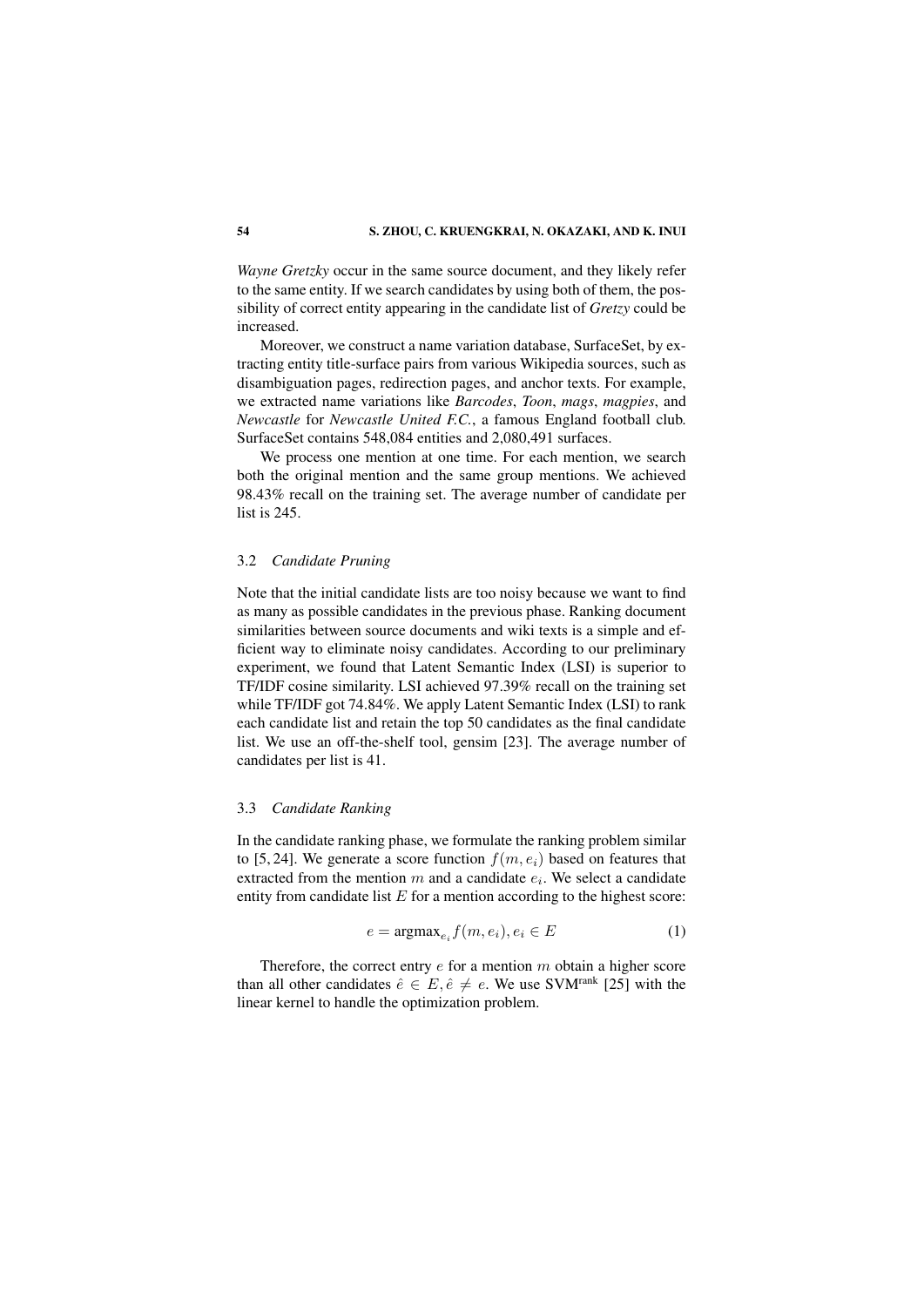*Wayne Gretzky* occur in the same source document, and they likely refer to the same entity. If we search candidates by using both of them, the possibility of correct entity appearing in the candidate list of *Gretzy* could be increased.

Moreover, we construct a name variation database, SurfaceSet, by extracting entity title-surface pairs from various Wikipedia sources, such as disambiguation pages, redirection pages, and anchor texts. For example, we extracted name variations like *Barcodes*, *Toon*, *mags*, *magpies*, and *Newcastle* for *Newcastle United F.C.*, a famous England football club. SurfaceSet contains 548,084 entities and 2,080,491 surfaces.

We process one mention at one time. For each mention, we search both the original mention and the same group mentions. We achieved 98.43% recall on the training set. The average number of candidate per list is 245.

### 3.2 *Candidate Pruning*

Note that the initial candidate lists are too noisy because we want to find as many as possible candidates in the previous phase. Ranking document similarities between source documents and wiki texts is a simple and efficient way to eliminate noisy candidates. According to our preliminary experiment, we found that Latent Semantic Index (LSI) is superior to TF/IDF cosine similarity. LSI achieved 97.39% recall on the training set while TF/IDF got 74.84%. We apply Latent Semantic Index (LSI) to rank each candidate list and retain the top 50 candidates as the final candidate list. We use an off-the-shelf tool, gensim [23]. The average number of candidates per list is 41.

### 3.3 *Candidate Ranking*

In the candidate ranking phase, we formulate the ranking problem similar to [5, 24]. We generate a score function $f(m, e_i)$ based on features that extracted from the mention $m$ and a candidate $e_i$. We select a candidate entity from candidate list $E$ for a mention according to the highest score:

$$e = \text{argmax}_{e_i} f(m, e_i), e_i \in E \tag{1}$$

Therefore, the correct entry $e$ for a mention $m$ obtain a higher score than all other candidates $\hat{e} \in E, \hat{e} \neq e$. We use SVM$^{\text{rank}}$ [25] with the linear kernel to handle the optimization problem.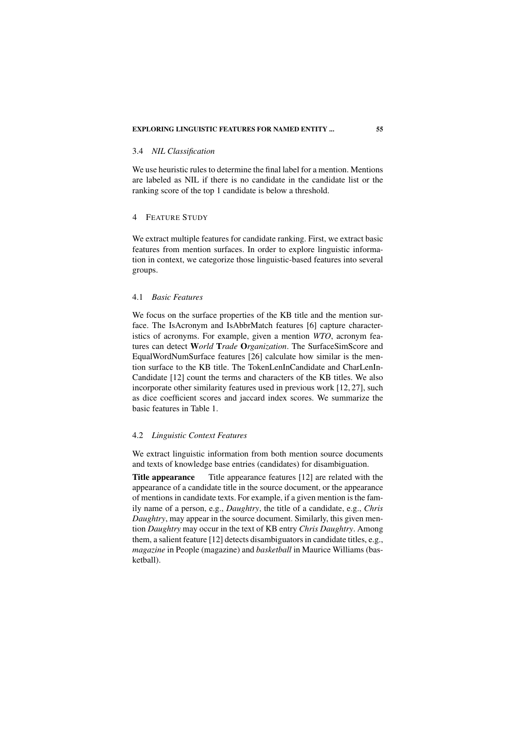### 3.4 *NIL Classification*

We use heuristic rules to determine the final label for a mention. Mentions are labeled as NIL if there is no candidate in the candidate list or the ranking score of the top 1 candidate is below a threshold.

## 4 Feature Study

We extract multiple features for candidate ranking. First, we extract basic features from mention surfaces. In order to explore linguistic information in context, we categorize those linguistic-based features into several groups.

### 4.1 *Basic Features*

We focus on the surface properties of the KB title and the mention surface. The IsAcronym and IsAbbrMatch features [6] capture characteristics of acronyms. For example, given a mention *WTO*, acronym features can detect **W***orld* **T***rade* **O***rganization*. The SurfaceSimScore and EqualWordNumSurface features [26] calculate how similar is the mention surface to the KB title. The TokenLenInCandidate and CharLenInCandidate [12] count the terms and characters of the KB titles. We also incorporate other similarity features used in previous work [12, 27], such as dice coefficient scores and jaccard index scores. We summarize the basic features in Table 1.

### 4.2 *Linguistic Context Features*

We extract linguistic information from both mention source documents and texts of knowledge base entries (candidates) for disambiguation.

**Title appearance** Title appearance features [12] are related with the appearance of a candidate title in the source document, or the appearance of mentions in candidate texts. For example, if a given mention is the family name of a person, e.g., *Daughtry*, the title of a candidate, e.g., *Chris Daughtry*, may appear in the source document. Similarly, this given mention *Daughtry* may occur in the text of KB entry *Chris Daughtry*. Among them, a salient feature [12] detects disambiguators in candidate titles, e.g., *magazine* in People (magazine) and *basketball* in Maurice Williams (basketball).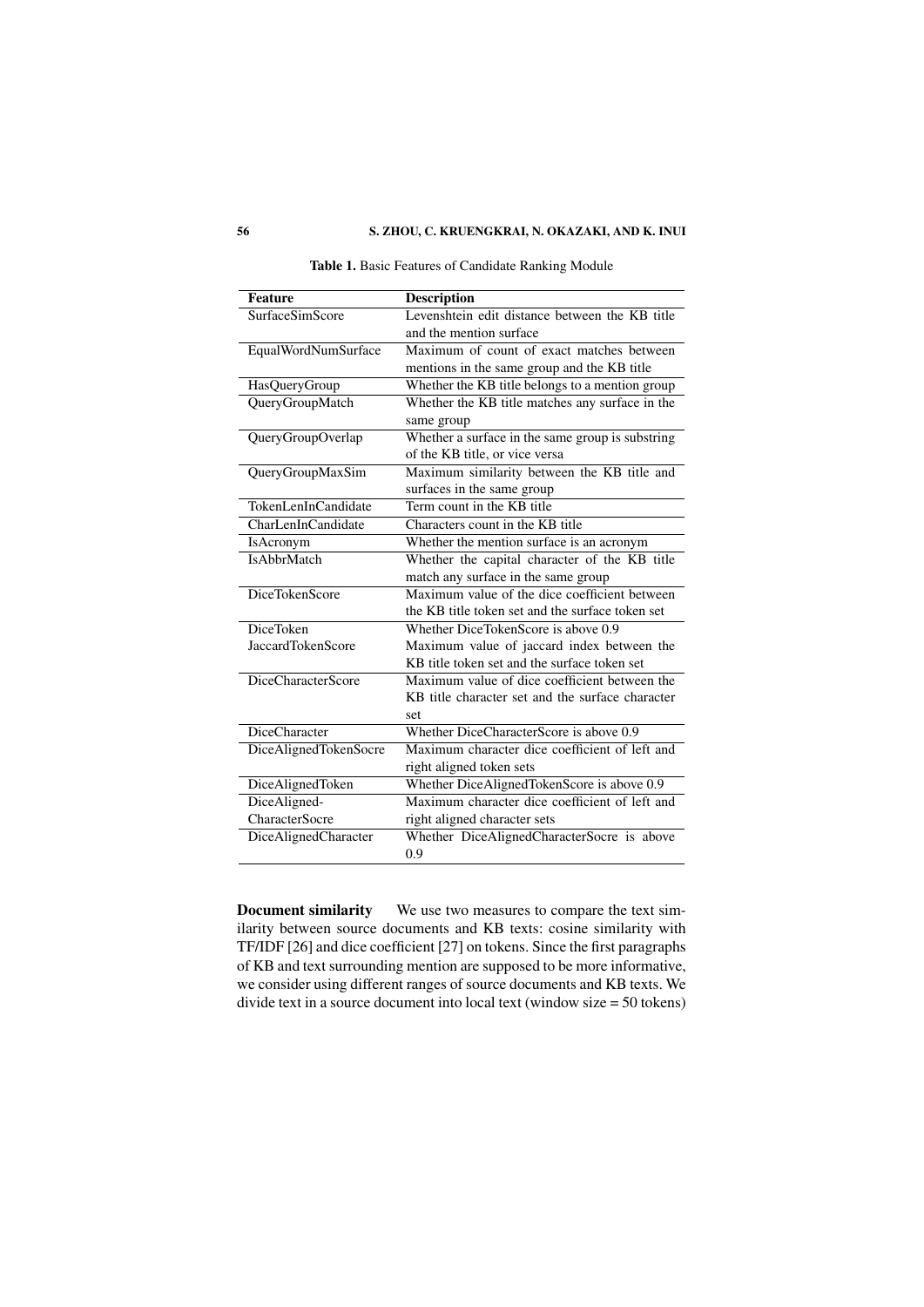**Table 1.** Basic Features of Candidate Ranking Module

| Feature | Description |
|---|---|
| SurfaceSimScore | Levenshtein edit distance between the KB title and the mention surface |
| EqualWordNumSurface | Maximum of count of exact matches between mentions in the same group and the KB title |
| HasQueryGroup | Whether the KB title belongs to a mention group |
| QueryGroupMatch | Whether the KB title matches any surface in the same group |
| QueryGroupOverlap | Whether a surface in the same group is substring of the KB title, or vice versa |
| QueryGroupMaxSim | Maximum similarity between the KB title and surfaces in the same group |
| TokenLenInCandidate | Term count in the KB title |
| CharLenInCandidate | Characters count in the KB title |
| IsAcronym | Whether the mention surface is an acronym |
| IsAbbrMatch | Whether the capital character of the KB title match any surface in the same group |
| DiceTokenScore | Maximum value of the dice coefficient between the KB title token set and the surface token set |
| DiceToken | Whether DiceTokenScore is above 0.9 |
| JaccardTokenScore | Maximum value of jaccard index between the KB title token set and the surface token set |
| DiceCharacterScore | Maximum value of dice coefficient between the KB title character set and the surface character set |
| DiceCharacter | Whether DiceCharacterScore is above 0.9 |
| DiceAlignedTokenSocre | Maximum character dice coefficient of left and right aligned token sets |
| DiceAlignedToken | Whether DiceAlignedTokenScore is above 0.9 |
| DiceAligned-CharacterSocre | Maximum character dice coefficient of left and right aligned character sets |
| DiceAlignedCharacter | Whether DiceAlignedCharacterSocre is above 0.9 |

**Document similarity** We use two measures to compare the text similarity between source documents and KB texts: cosine similarity with TF/IDF [26] and dice coefficient [27] on tokens. Since the first paragraphs of KB and text surrounding mention are supposed to be more informative, we consider using different ranges of source documents and KB texts. We divide text in a source document into local text (window size = 50 tokens)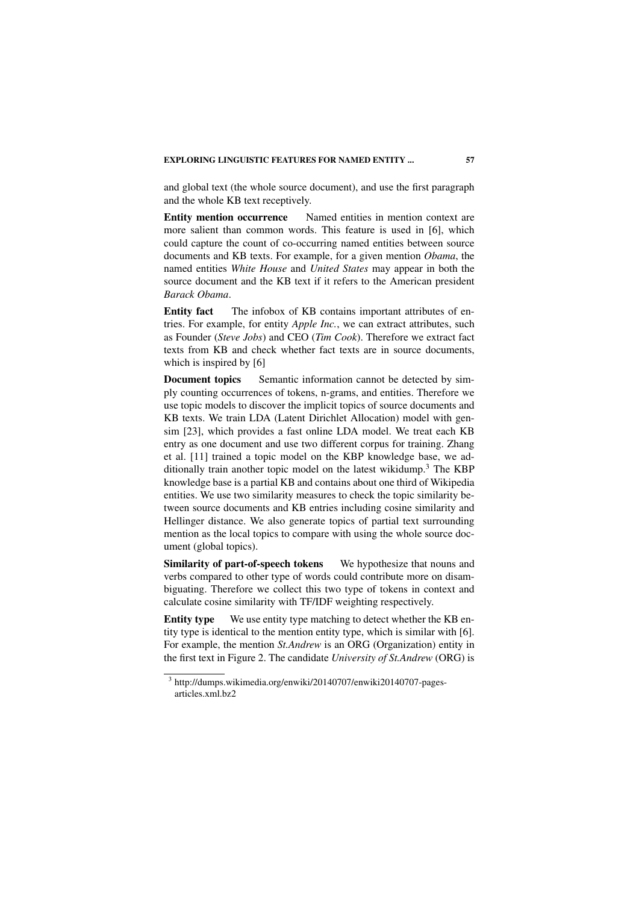and global text (the whole source document), and use the first paragraph and the whole KB text receptively.

**Entity mention occurrence** Named entities in mention context are more salient than common words. This feature is used in [6], which could capture the count of co-occurring named entities between source documents and KB texts. For example, for a given mention *Obama*, the named entities *White House* and *United States* may appear in both the source document and the KB text if it refers to the American president *Barack Obama*.

**Entity fact** The infobox of KB contains important attributes of entries. For example, for entity *Apple Inc.*, we can extract attributes, such as Founder (*Steve Jobs*) and CEO (*Tim Cook*). Therefore we extract fact texts from KB and check whether fact texts are in source documents, which is inspired by [6]

**Document topics** Semantic information cannot be detected by simply counting occurrences of tokens, n-grams, and entities. Therefore we use topic models to discover the implicit topics of source documents and KB texts. We train LDA (Latent Dirichlet Allocation) model with gensim [23], which provides a fast online LDA model. We treat each KB entry as one document and use two different corpus for training. Zhang et al. [11] trained a topic model on the KBP knowledge base, we additionally train another topic model on the latest wikidump.[3] The KBP knowledge base is a partial KB and contains about one third of Wikipedia entities. We use two similarity measures to check the topic similarity between source documents and KB entries including cosine similarity and Hellinger distance. We also generate topics of partial text surrounding mention as the local topics to compare with using the whole source document (global topics).

**Similarity of part-of-speech tokens** We hypothesize that nouns and verbs compared to other type of words could contribute more on disambiguating. Therefore we collect this two type of tokens in context and calculate cosine similarity with TF/IDF weighting respectively.

**Entity type** We use entity type matching to detect whether the KB entity type is identical to the mention entity type, which is similar with [6]. For example, the mention *St.Andrew* is an ORG (Organization) entity in the first text in Figure 2. The candidate *University of St.Andrew* (ORG) is

[3] http://dumps.wikimedia.org/enwiki/20140707/enwiki20140707-pages-articles.xml.bz2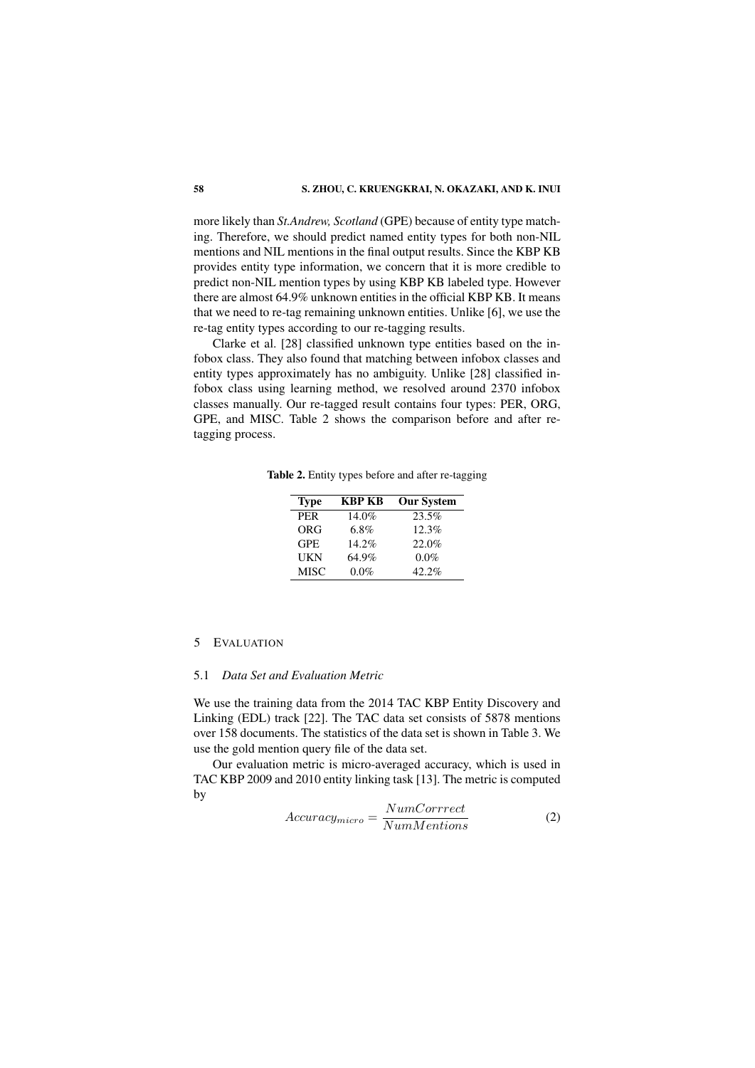more likely than *St.Andrew, Scotland* (GPE) because of entity type matching. Therefore, we should predict named entity types for both non-NIL mentions and NIL mentions in the final output results. Since the KBP KB provides entity type information, we concern that it is more credible to predict non-NIL mention types by using KBP KB labeled type. However there are almost 64.9% unknown entities in the official KBP KB. It means that we need to re-tag remaining unknown entities. Unlike [6], we use the re-tag entity types according to our re-tagging results.

Clarke et al. [28] classified unknown type entities based on the infobox class. They also found that matching between infobox classes and entity types approximately has no ambiguity. Unlike [28] classified infobox class using learning method, we resolved around 2370 infobox classes manually. Our re-tagged result contains four types: PER, ORG, GPE, and MISC. Table 2 shows the comparison before and after re-tagging process.

**Table 2.** Entity types before and after re-tagging

| Type | KBP KB | Our System |
|---|---|---|
| PER | 14.0% | 23.5% |
| ORG | 6.8% | 12.3% |
| GPE | 14.2% | 22.0% |
| UKN | 64.9% | 0.0% |
| MISC | 0.0% | 42.2% |

## 5 Evaluation

### 5.1 *Data Set and Evaluation Metric*

We use the training data from the 2014 TAC KBP Entity Discovery and Linking (EDL) track [22]. The TAC data set consists of 5878 mentions over 158 documents. The statistics of the data set is shown in Table 3. We use the gold mention query file of the data set.

Our evaluation metric is micro-averaged accuracy, which is used in TAC KBP 2009 and 2010 entity linking task [13]. The metric is computed by

$$Accuracy_{micro} = \frac{NumCorrrect}{NumMentions} \quad (2)$$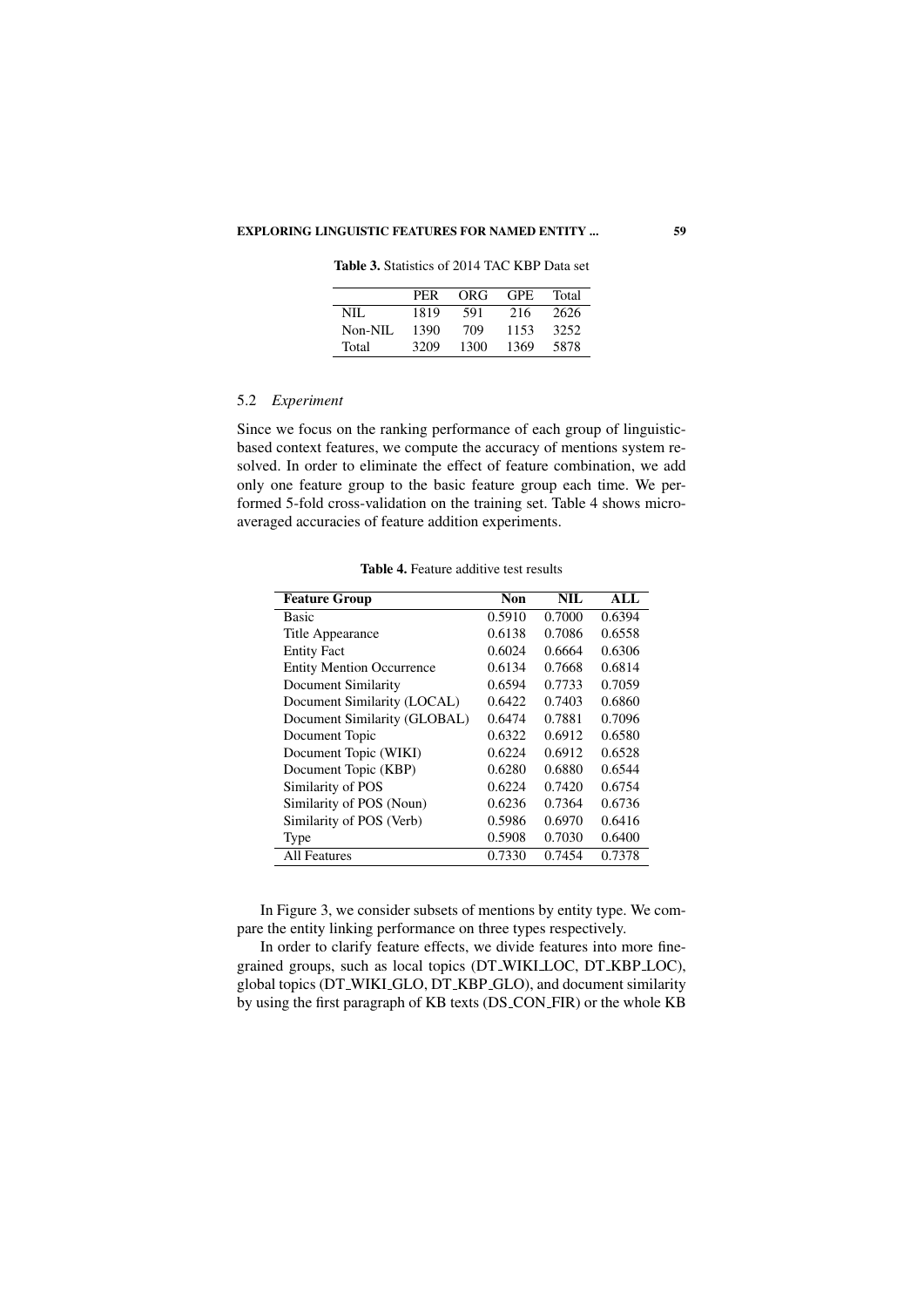**Table 3.** Statistics of 2014 TAC KBP Data set

| | PER | ORG | GPE | Total |
|---|---|---|---|---|
| NIL | 1819 | 591 | 216 | 2626 |
| Non-NIL | 1390 | 709 | 1153 | 3252 |
| Total | 3209 | 1300 | 1369 | 5878 |

### 5.2 *Experiment*

Since we focus on the ranking performance of each group of linguistic-based context features, we compute the accuracy of mentions system resolved. In order to eliminate the effect of feature combination, we add only one feature group to the basic feature group each time. We performed 5-fold cross-validation on the training set. Table 4 shows micro-averaged accuracies of feature addition experiments.

**Table 4.** Feature additive test results

| **Feature Group** | **Non** | **NIL** | **ALL** |
|---|---|---|---|
| Basic | 0.5910 | 0.7000 | 0.6394 |
| Title Appearance | 0.6138 | 0.7086 | 0.6558 |
| Entity Fact | 0.6024 | 0.6664 | 0.6306 |
| Entity Mention Occurrence | 0.6134 | 0.7668 | 0.6814 |
| Document Similarity | 0.6594 | 0.7733 | 0.7059 |
| Document Similarity (LOCAL) | 0.6422 | 0.7403 | 0.6860 |
| Document Similarity (GLOBAL) | 0.6474 | 0.7881 | 0.7096 |
| Document Topic | 0.6322 | 0.6912 | 0.6580 |
| Document Topic (WIKI) | 0.6224 | 0.6912 | 0.6528 |
| Document Topic (KBP) | 0.6280 | 0.6880 | 0.6544 |
| Similarity of POS | 0.6224 | 0.7420 | 0.6754 |
| Similarity of POS (Noun) | 0.6236 | 0.7364 | 0.6736 |
| Similarity of POS (Verb) | 0.5986 | 0.6970 | 0.6416 |
| Type | 0.5908 | 0.7030 | 0.6400 |
| All Features | 0.7330 | 0.7454 | 0.7378 |

In Figure 3, we consider subsets of mentions by entity type. We compare the entity linking performance on three types respectively.

In order to clarify feature effects, we divide features into more fine-grained groups, such as local topics (DT_WIKI_LOC, DT_KBP_LOC), global topics (DT_WIKI_GLO, DT_KBP_GLO), and document similarity by using the first paragraph of KB texts (DS_CON_FIR) or the whole KB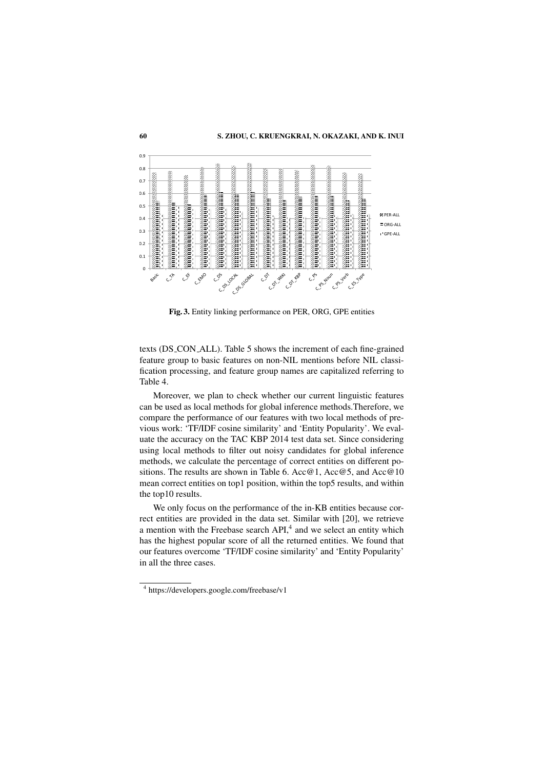**Fig. 3.** Entity linking performance on PER, ORG, GPE entities

texts (DS_CON_ALL). Table 5 shows the increment of each fine-grained feature group to basic features on non-NIL mentions before NIL classification processing, and feature group names are capitalized referring to Table 4.

Moreover, we plan to check whether our current linguistic features can be used as local methods for global inference methods.Therefore, we compare the performance of our features with two local methods of previous work: 'TF/IDF cosine similarity' and 'Entity Popularity'. We evaluate the accuracy on the TAC KBP 2014 test data set. Since considering using local methods to filter out noisy candidates for global inference methods, we calculate the percentage of correct entities on different positions. The results are shown in Table 6. Acc@1, Acc@5, and Acc@10 mean correct entities on top1 position, within the top5 results, and within the top10 results.

We only focus on the performance of the in-KB entities because correct entities are provided in the data set. Similar with [20], we retrieve a mention with the Freebase search API,[4] and we select an entity which has the highest popular score of all the returned entities. We found that our features overcome 'TF/IDF cosine similarity' and 'Entity Popularity' in all the three cases.

[4] https://developers.google.com/freebase/v1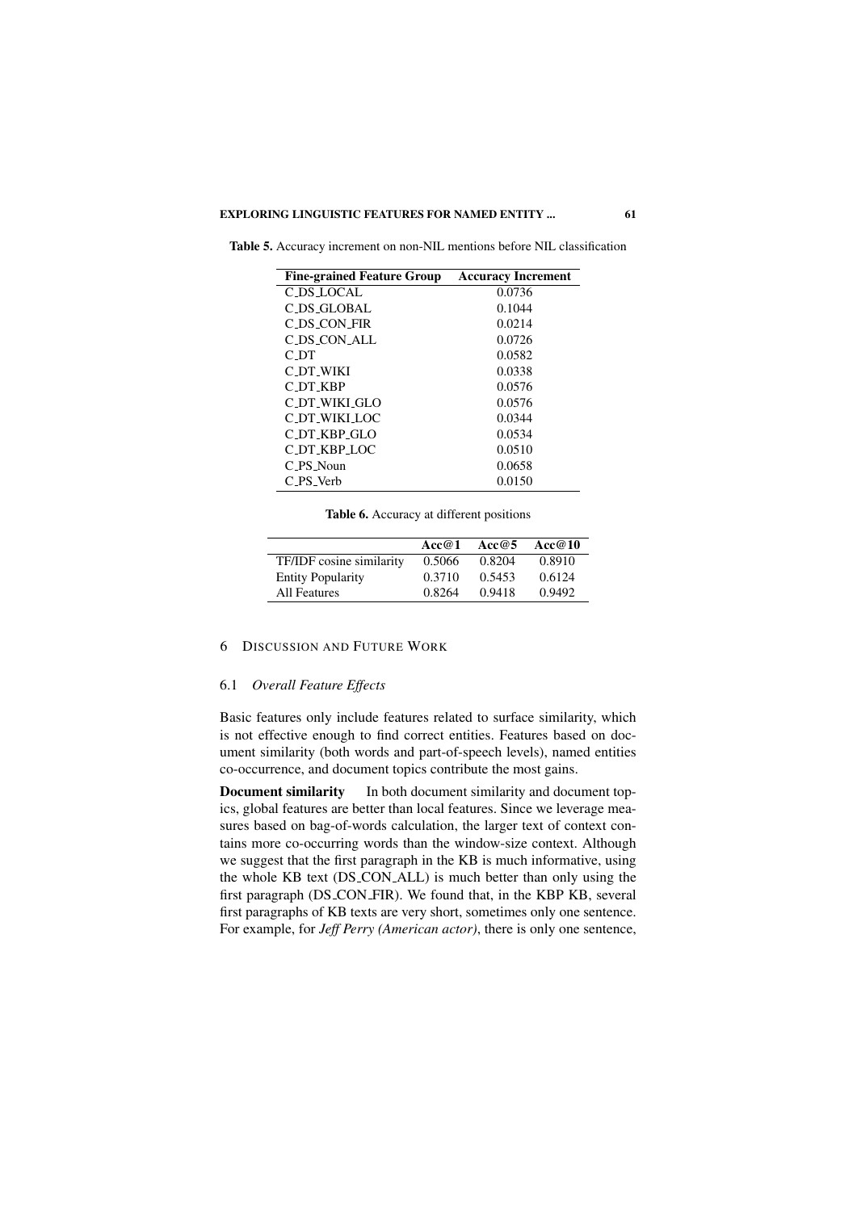**Table 5.** Accuracy increment on non-NIL mentions before NIL classification

| Fine-grained Feature Group | Accuracy Increment |
|---|---|
| C_DS_LOCAL | 0.0736 |
| C_DS_GLOBAL | 0.1044 |
| C_DS_CON_FIR | 0.0214 |
| C_DS_CON_ALL | 0.0726 |
| C_DT | 0.0582 |
| C_DT_WIKI | 0.0338 |
| C_DT_KBP | 0.0576 |
| C_DT_WIKI_GLO | 0.0576 |
| C_DT_WIKI_LOC | 0.0344 |
| C_DT_KBP_GLO | 0.0534 |
| C_DT_KBP_LOC | 0.0510 |
| C_PS_Noun | 0.0658 |
| C_PS_Verb | 0.0150 |

**Table 6.** Accuracy at different positions

| | Acc@1 | Acc@5 | Acc@10 |
|---|---|---|---|
| TF/IDF cosine similarity | 0.5066 | 0.8204 | 0.8910 |
| Entity Popularity | 0.3710 | 0.5453 | 0.6124 |
| All Features | 0.8264 | 0.9418 | 0.9492 |

## 6 Discussion and Future Work

### 6.1 *Overall Feature Effects*

Basic features only include features related to surface similarity, which is not effective enough to find correct entities. Features based on document similarity (both words and part-of-speech levels), named entities co-occurrence, and document topics contribute the most gains.

**Document similarity** In both document similarity and document topics, global features are better than local features. Since we leverage measures based on bag-of-words calculation, the larger text of context contains more co-occurring words than the window-size context. Although we suggest that the first paragraph in the KB is much informative, using the whole KB text (DS_CON_ALL) is much better than only using the first paragraph (DS_CON_FIR). We found that, in the KBP KB, several first paragraphs of KB texts are very short, sometimes only one sentence. For example, for *Jeff Perry (American actor)*, there is only one sentence,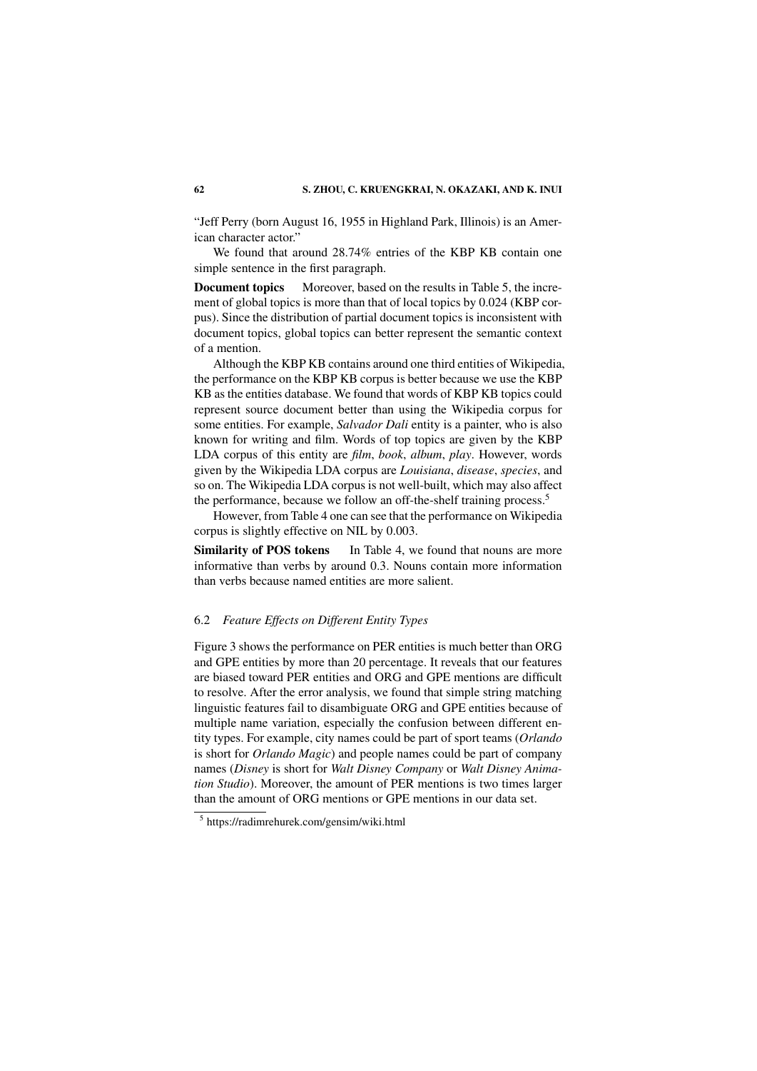"Jeff Perry (born August 16, 1955 in Highland Park, Illinois) is an American character actor."

We found that around 28.74% entries of the KBP KB contain one simple sentence in the first paragraph.

**Document topics** Moreover, based on the results in Table 5, the increment of global topics is more than that of local topics by 0.024 (KBP corpus). Since the distribution of partial document topics is inconsistent with document topics, global topics can better represent the semantic context of a mention.

Although the KBP KB contains around one third entities of Wikipedia, the performance on the KBP KB corpus is better because we use the KBP KB as the entities database. We found that words of KBP KB topics could represent source document better than using the Wikipedia corpus for some entities. For example, *Salvador Dali* entity is a painter, who is also known for writing and film. Words of top topics are given by the KBP LDA corpus of this entity are *film*, *book*, *album*, *play*. However, words given by the Wikipedia LDA corpus are *Louisiana*, *disease*, *species*, and so on. The Wikipedia LDA corpus is not well-built, which may also affect the performance, because we follow an off-the-shelf training process.[5]

However, from Table 4 one can see that the performance on Wikipedia corpus is slightly effective on NIL by 0.003.

**Similarity of POS tokens** In Table 4, we found that nouns are more informative than verbs by around 0.3. Nouns contain more information than verbs because named entities are more salient.

### 6.2 *Feature Effects on Different Entity Types*

Figure 3 shows the performance on PER entities is much better than ORG and GPE entities by more than 20 percentage. It reveals that our features are biased toward PER entities and ORG and GPE mentions are difficult to resolve. After the error analysis, we found that simple string matching linguistic features fail to disambiguate ORG and GPE entities because of multiple name variation, especially the confusion between different entity types. For example, city names could be part of sport teams (*Orlando* is short for *Orlando Magic*) and people names could be part of company names (*Disney* is short for *Walt Disney Company* or *Walt Disney Animation Studio*). Moreover, the amount of PER mentions is two times larger than the amount of ORG mentions or GPE mentions in our data set.

[5] https://radimrehurek.com/gensim/wiki.html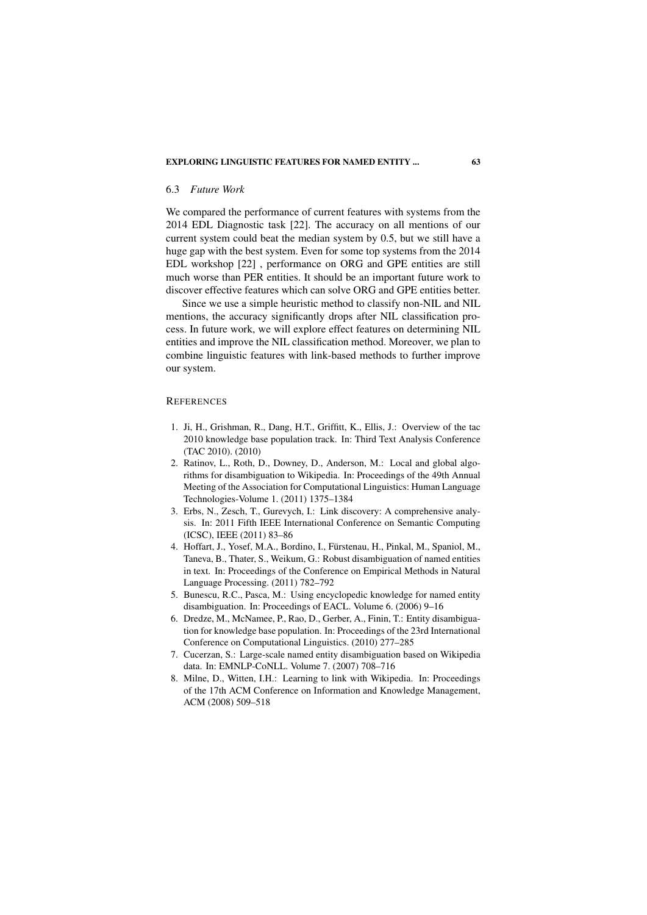### 6.3 *Future Work*

We compared the performance of current features with systems from the 2014 EDL Diagnostic task [22]. The accuracy on all mentions of our current system could beat the median system by 0.5, but we still have a huge gap with the best system. Even for some top systems from the 2014 EDL workshop [22] , performance on ORG and GPE entities are still much worse than PER entities. It should be an important future work to discover effective features which can solve ORG and GPE entities better.

Since we use a simple heuristic method to classify non-NIL and NIL mentions, the accuracy significantly drops after NIL classification process. In future work, we will explore effect features on determining NIL entities and improve the NIL classification method. Moreover, we plan to combine linguistic features with link-based methods to further improve our system.

## REFERENCES

1. Ji, H., Grishman, R., Dang, H.T., Griffitt, K., Ellis, J.: Overview of the tac 2010 knowledge base population track. In: Third Text Analysis Conference (TAC 2010). (2010)
2. Ratinov, L., Roth, D., Downey, D., Anderson, M.: Local and global algorithms for disambiguation to Wikipedia. In: Proceedings of the 49th Annual Meeting of the Association for Computational Linguistics: Human Language Technologies-Volume 1. (2011) 1375–1384
3. Erbs, N., Zesch, T., Gurevych, I.: Link discovery: A comprehensive analysis. In: 2011 Fifth IEEE International Conference on Semantic Computing (ICSC), IEEE (2011) 83–86
4. Hoffart, J., Yosef, M.A., Bordino, I., Fürstenau, H., Pinkal, M., Spaniol, M., Taneva, B., Thater, S., Weikum, G.: Robust disambiguation of named entities in text. In: Proceedings of the Conference on Empirical Methods in Natural Language Processing. (2011) 782–792
5. Bunescu, R.C., Pasca, M.: Using encyclopedic knowledge for named entity disambiguation. In: Proceedings of EACL. Volume 6. (2006) 9–16
6. Dredze, M., McNamee, P., Rao, D., Gerber, A., Finin, T.: Entity disambiguation for knowledge base population. In: Proceedings of the 23rd International Conference on Computational Linguistics. (2010) 277–285
7. Cucerzan, S.: Large-scale named entity disambiguation based on Wikipedia data. In: EMNLP-CoNLL. Volume 7. (2007) 708–716
8. Milne, D., Witten, I.H.: Learning to link with Wikipedia. In: Proceedings of the 17th ACM Conference on Information and Knowledge Management, ACM (2008) 509–518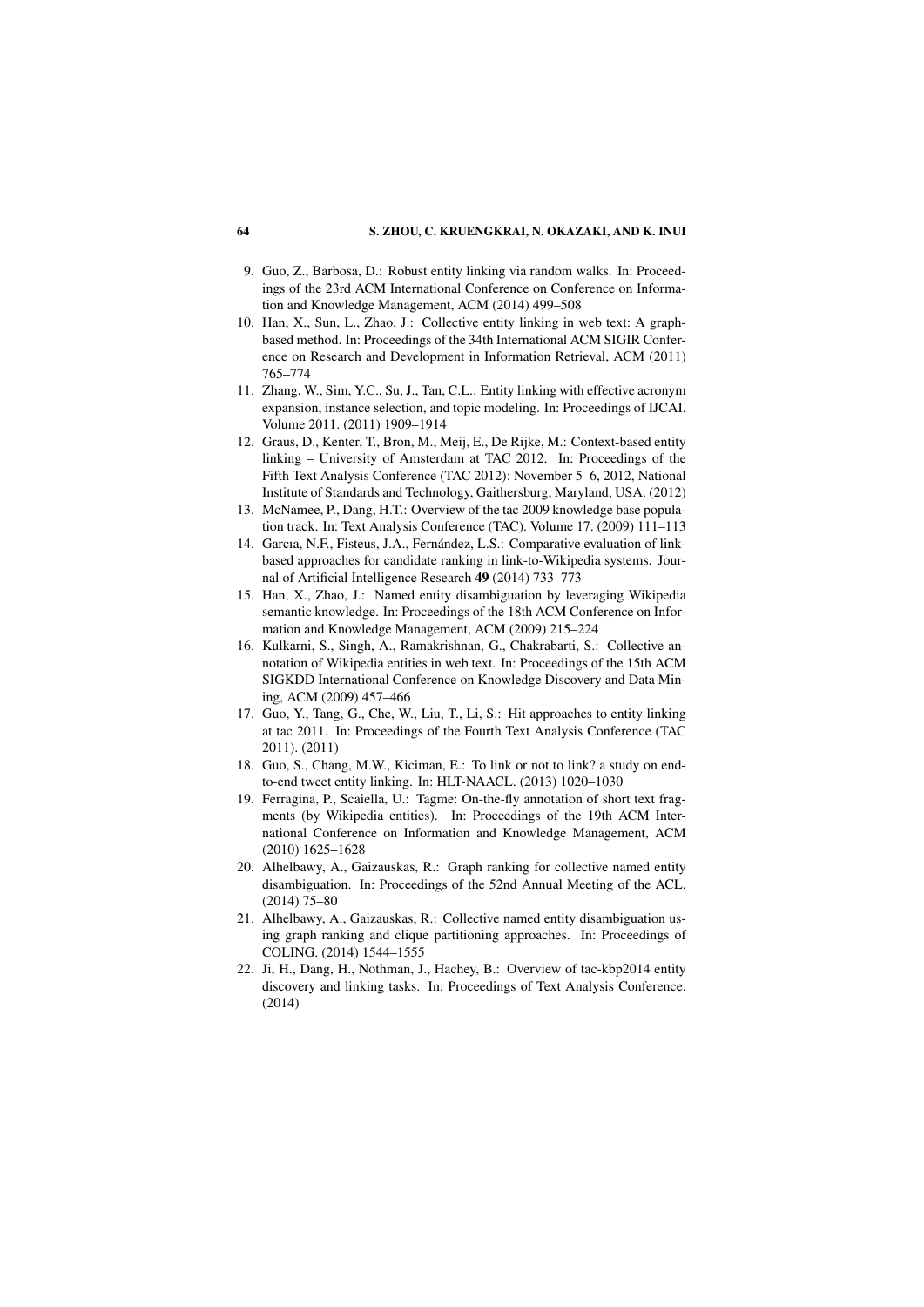9. Guo, Z., Barbosa, D.: Robust entity linking via random walks. In: Proceedings of the 23rd ACM International Conference on Conference on Information and Knowledge Management, ACM (2014) 499–508
10. Han, X., Sun, L., Zhao, J.: Collective entity linking in web text: A graph-based method. In: Proceedings of the 34th International ACM SIGIR Conference on Research and Development in Information Retrieval, ACM (2011) 765–774
11. Zhang, W., Sim, Y.C., Su, J., Tan, C.L.: Entity linking with effective acronym expansion, instance selection, and topic modeling. In: Proceedings of IJCAI. Volume 2011. (2011) 1909–1914
12. Graus, D., Kenter, T., Bron, M., Meij, E., De Rijke, M.: Context-based entity linking – University of Amsterdam at TAC 2012. In: Proceedings of the Fifth Text Analysis Conference (TAC 2012): November 5–6, 2012, National Institute of Standards and Technology, Gaithersburg, Maryland, USA. (2012)
13. McNamee, P., Dang, H.T.: Overview of the tac 2009 knowledge base population track. In: Text Analysis Conference (TAC). Volume 17. (2009) 111–113
14. Garcıa, N.F., Fisteus, J.A., Fernández, L.S.: Comparative evaluation of link-based approaches for candidate ranking in link-to-Wikipedia systems. Journal of Artificial Intelligence Research **49** (2014) 733–773
15. Han, X., Zhao, J.: Named entity disambiguation by leveraging Wikipedia semantic knowledge. In: Proceedings of the 18th ACM Conference on Information and Knowledge Management, ACM (2009) 215–224
16. Kulkarni, S., Singh, A., Ramakrishnan, G., Chakrabarti, S.: Collective annotation of Wikipedia entities in web text. In: Proceedings of the 15th ACM SIGKDD International Conference on Knowledge Discovery and Data Mining, ACM (2009) 457–466
17. Guo, Y., Tang, G., Che, W., Liu, T., Li, S.: Hit approaches to entity linking at tac 2011. In: Proceedings of the Fourth Text Analysis Conference (TAC 2011). (2011)
18. Guo, S., Chang, M.W., Kiciman, E.: To link or not to link? a study on end-to-end tweet entity linking. In: HLT-NAACL. (2013) 1020–1030
19. Ferragina, P., Scaiella, U.: Tagme: On-the-fly annotation of short text fragments (by Wikipedia entities). In: Proceedings of the 19th ACM International Conference on Information and Knowledge Management, ACM (2010) 1625–1628
20. Alhelbawy, A., Gaizauskas, R.: Graph ranking for collective named entity disambiguation. In: Proceedings of the 52nd Annual Meeting of the ACL. (2014) 75–80
21. Alhelbawy, A., Gaizauskas, R.: Collective named entity disambiguation using graph ranking and clique partitioning approaches. In: Proceedings of COLING. (2014) 1544–1555
22. Ji, H., Dang, H., Nothman, J., Hachey, B.: Overview of tac-kbp2014 entity discovery and linking tasks. In: Proceedings of Text Analysis Conference. (2014)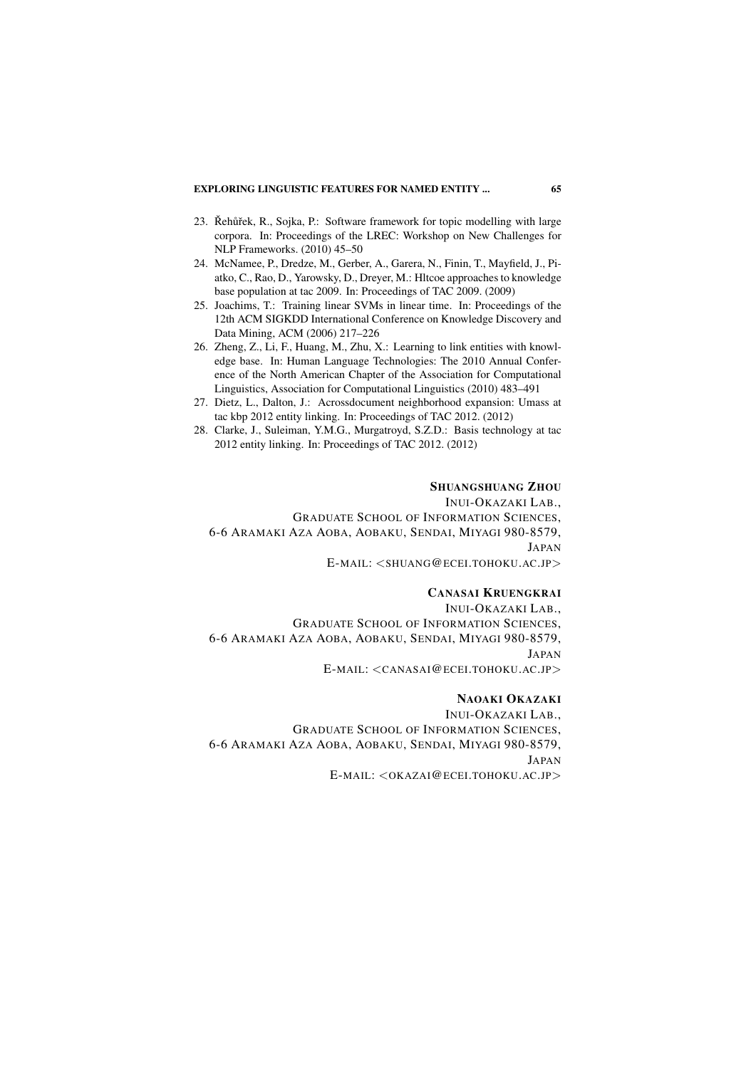23. Řehůřek, R., Sojka, P.: Software framework for topic modelling with large corpora. In: Proceedings of the LREC: Workshop on New Challenges for NLP Frameworks. (2010) 45–50
24. McNamee, P., Dredze, M., Gerber, A., Garera, N., Finin, T., Mayfield, J., Piatko, C., Rao, D., Yarowsky, D., Dreyer, M.: Hltcoe approaches to knowledge base population at tac 2009. In: Proceedings of TAC 2009. (2009)
25. Joachims, T.: Training linear SVMs in linear time. In: Proceedings of the 12th ACM SIGKDD International Conference on Knowledge Discovery and Data Mining, ACM (2006) 217–226
26. Zheng, Z., Li, F., Huang, M., Zhu, X.: Learning to link entities with knowledge base. In: Human Language Technologies: The 2010 Annual Conference of the North American Chapter of the Association for Computational Linguistics, Association for Computational Linguistics (2010) 483–491
27. Dietz, L., Dalton, J.: Acrossdocument neighborhood expansion: Umass at tac kbp 2012 entity linking. In: Proceedings of TAC 2012. (2012)
28. Clarke, J., Suleiman, Y.M.G., Murgatroyd, S.Z.D.: Basis technology at tac 2012 entity linking. In: Proceedings of TAC 2012. (2012)

**SHUANGSHUANG ZHOU**
INUI-OKAZAKI LAB.,
GRADUATE SCHOOL OF INFORMATION SCIENCES,
6-6 ARAMAKI AZA AOBA, AOBAKU, SENDAI, MIYAGI 980-8579,
JAPAN
E-MAIL: <SHUANG@ECEI.TOHOKU.AC.JP>

**CANASAI KRUENGKRAI**
INUI-OKAZAKI LAB.,
GRADUATE SCHOOL OF INFORMATION SCIENCES,
6-6 ARAMAKI AZA AOBA, AOBAKU, SENDAI, MIYAGI 980-8579,
JAPAN
E-MAIL: <CANASAI@ECEI.TOHOKU.AC.JP>

**NAOAKI OKAZAKI**
INUI-OKAZAKI LAB.,
GRADUATE SCHOOL OF INFORMATION SCIENCES,
6-6 ARAMAKI AZA AOBA, AOBAKU, SENDAI, MIYAGI 980-8579,
JAPAN
E-MAIL: <OKAZAI@ECEI.TOHOKU.AC.JP>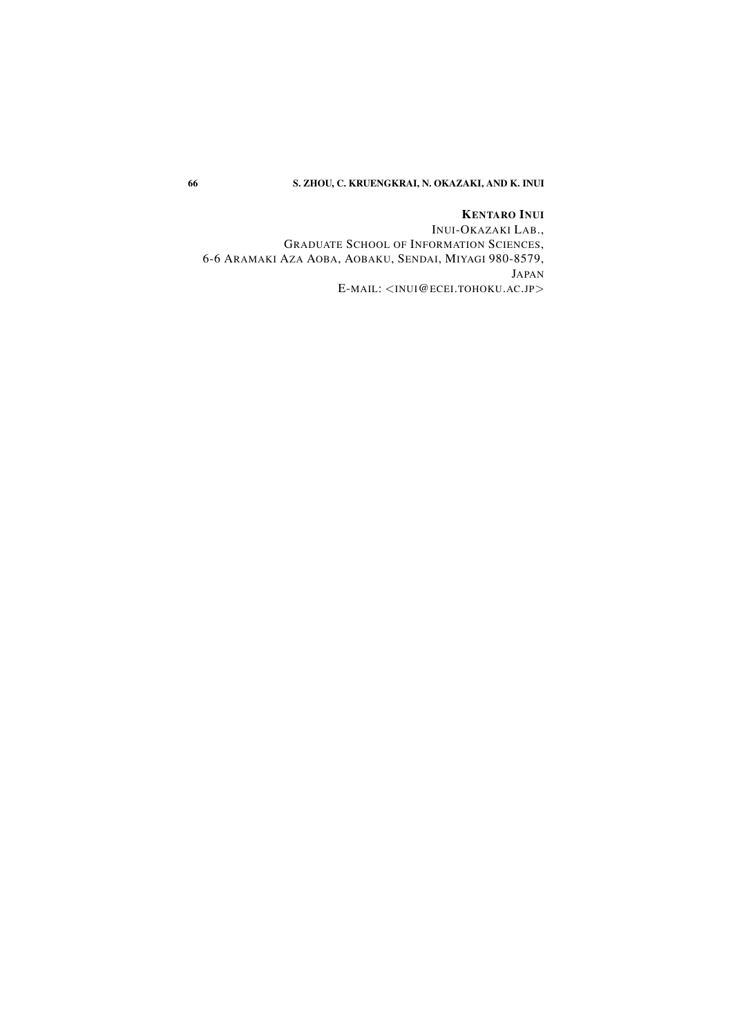**Kentaro Inui**
Inui-Okazaki Lab.,
Graduate School of Information Sciences,
6-6 Aramaki Aza Aoba, Aobaku, Sendai, Miyagi 980-8579,
Japan
E-mail: <inui@ecei.tohoku.ac.jp>